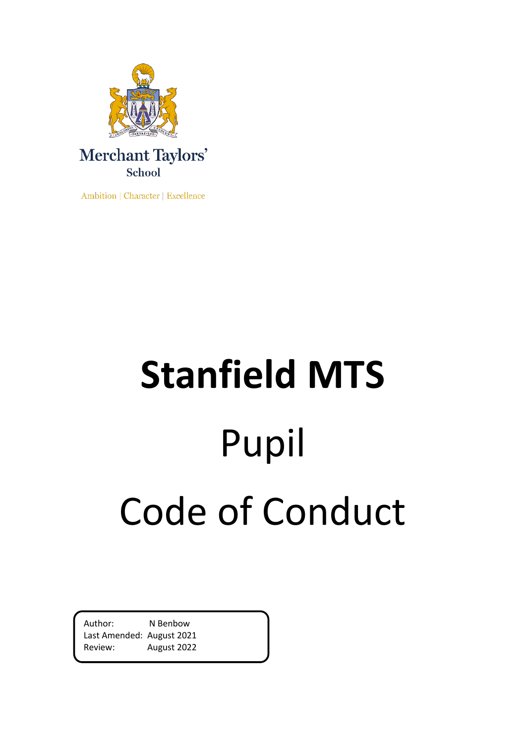Merchant Taylors' School

Ambition | Character | Excellence

# Stanfield MTS

## Pupil

## Code of Conduct

| | |
|---|---|
| Author: | N Benbow |
| Last Amended: | August 2021 |
| Review: | August 2022 |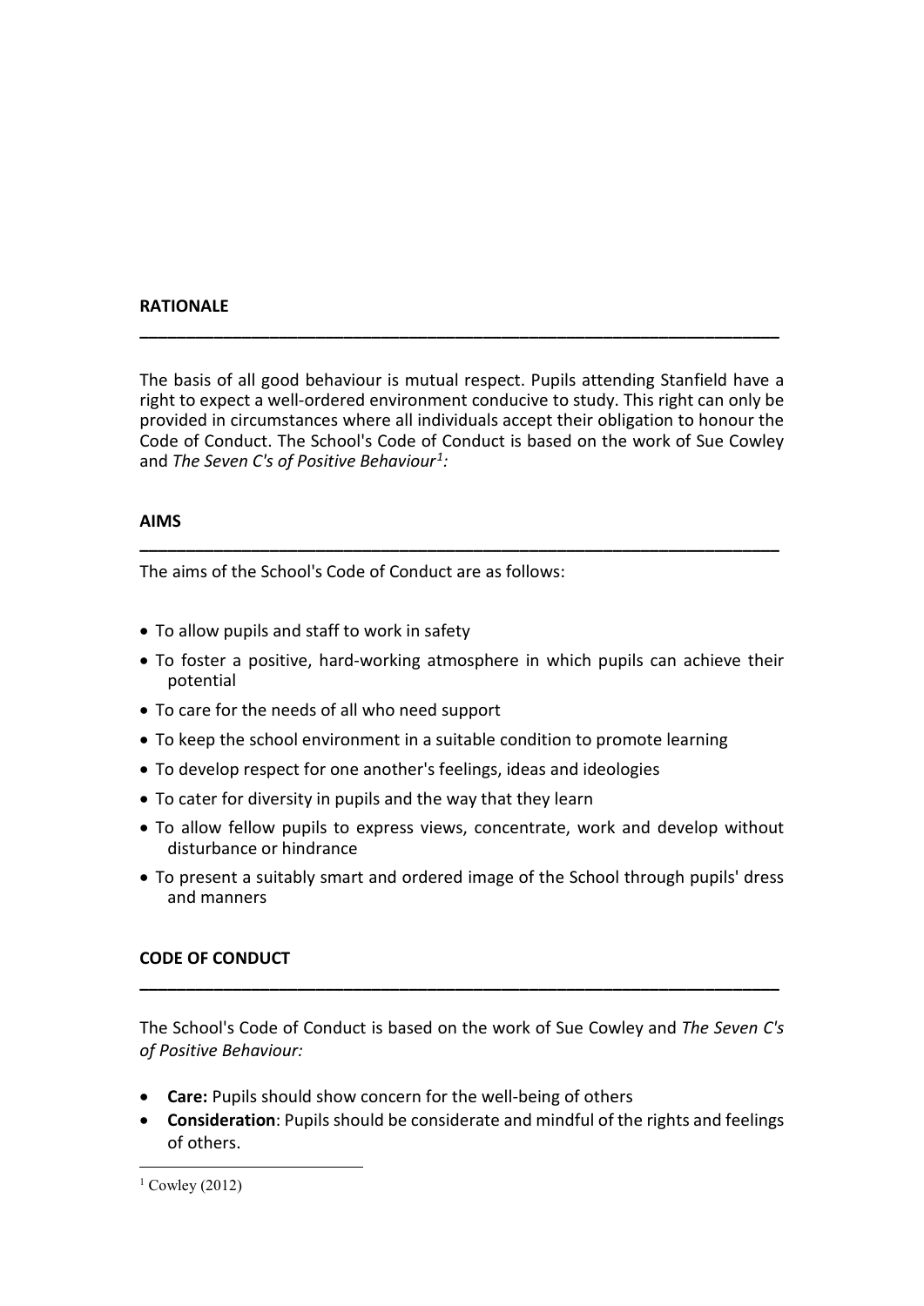## RATIONALE

The basis of all good behaviour is mutual respect. Pupils attending Stanfield have a right to expect a well-ordered environment conducive to study. This right can only be provided in circumstances where all individuals accept their obligation to honour the Code of Conduct. The School's Code of Conduct is based on the work of Sue Cowley and *The Seven C's of Positive Behaviour*[1]*:*

## AIMS

The aims of the School's Code of Conduct are as follows:

- To allow pupils and staff to work in safety
- To foster a positive, hard-working atmosphere in which pupils can achieve their potential
- To care for the needs of all who need support
- To keep the school environment in a suitable condition to promote learning
- To develop respect for one another's feelings, ideas and ideologies
- To cater for diversity in pupils and the way that they learn
- To allow fellow pupils to express views, concentrate, work and develop without disturbance or hindrance
- To present a suitably smart and ordered image of the School through pupils' dress and manners

## CODE OF CONDUCT

The School's Code of Conduct is based on the work of Sue Cowley and *The Seven C's of Positive Behaviour:*

- **Care:** Pupils should show concern for the well-being of others
- **Consideration**: Pupils should be considerate and mindful of the rights and feelings of others.

[1] Cowley (2012)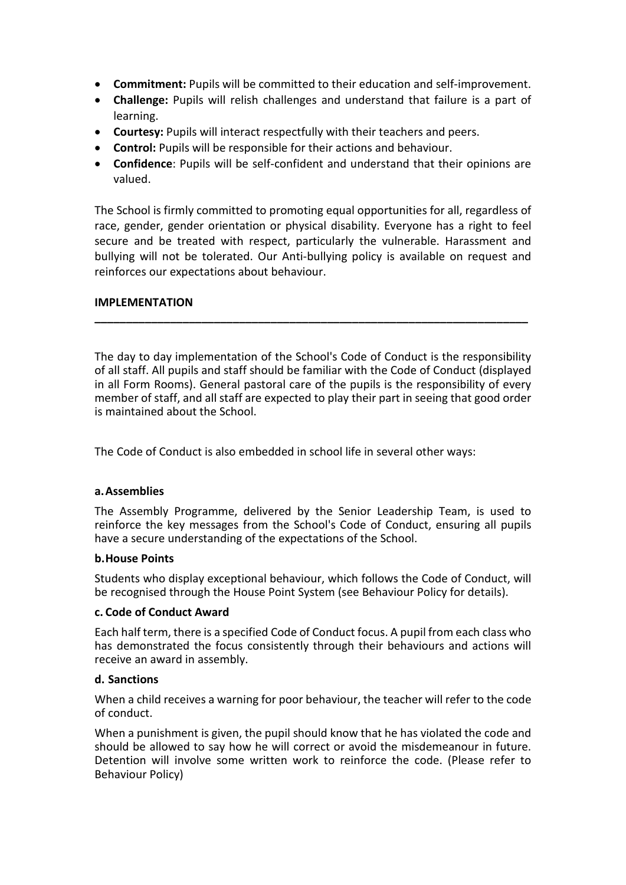- **Commitment:** Pupils will be committed to their education and self-improvement.
- **Challenge:** Pupils will relish challenges and understand that failure is a part of learning.
- **Courtesy:** Pupils will interact respectfully with their teachers and peers.
- **Control:** Pupils will be responsible for their actions and behaviour.
- **Confidence**: Pupils will be self-confident and understand that their opinions are valued.

The School is firmly committed to promoting equal opportunities for all, regardless of race, gender, gender orientation or physical disability. Everyone has a right to feel secure and be treated with respect, particularly the vulnerable. Harassment and bullying will not be tolerated. Our Anti-bullying policy is available on request and reinforces our expectations about behaviour.

## IMPLEMENTATION

The day to day implementation of the School's Code of Conduct is the responsibility of all staff. All pupils and staff should be familiar with the Code of Conduct (displayed in all Form Rooms). General pastoral care of the pupils is the responsibility of every member of staff, and all staff are expected to play their part in seeing that good order is maintained about the School.

The Code of Conduct is also embedded in school life in several other ways:

### a. Assemblies

The Assembly Programme, delivered by the Senior Leadership Team, is used to reinforce the key messages from the School's Code of Conduct, ensuring all pupils have a secure understanding of the expectations of the School.

### b. House Points

Students who display exceptional behaviour, which follows the Code of Conduct, will be recognised through the House Point System (see Behaviour Policy for details).

### c. Code of Conduct Award

Each half term, there is a specified Code of Conduct focus. A pupil from each class who has demonstrated the focus consistently through their behaviours and actions will receive an award in assembly.

### d. Sanctions

When a child receives a warning for poor behaviour, the teacher will refer to the code of conduct.

When a punishment is given, the pupil should know that he has violated the code and should be allowed to say how he will correct or avoid the misdemeanour in future. Detention will involve some written work to reinforce the code. (Please refer to Behaviour Policy)